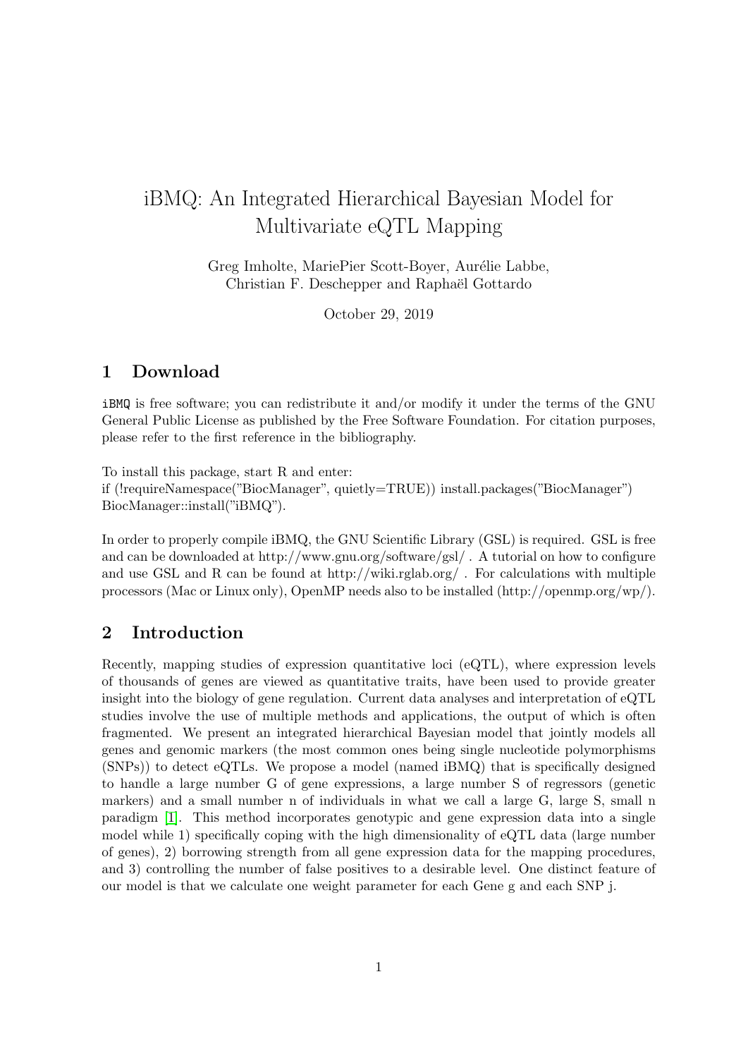# iBMQ: An Integrated Hierarchical Bayesian Model for Multivariate eQTL Mapping

Greg Imholte, MariePier Scott-Boyer, Aurélie Labbe,
Christian F. Deschepper and Raphaël Gottardo

October 29, 2019

## 1 Download

`iBMQ` is free software; you can redistribute it and/or modify it under the terms of the GNU General Public License as published by the Free Software Foundation. For citation purposes, please refer to the first reference in the bibliography.

To install this package, start R and enter:
if (!requireNamespace("BiocManager", quietly=TRUE)) install.packages("BiocManager")
BiocManager::install("iBMQ").

In order to properly compile iBMQ, the GNU Scientific Library (GSL) is required. GSL is free and can be downloaded at http://www.gnu.org/software/gsl/ . A tutorial on how to configure and use GSL and R can be found at http://wiki.rglab.org/ . For calculations with multiple processors (Mac or Linux only), OpenMP needs also to be installed (http://openmp.org/wp/).

## 2 Introduction

Recently, mapping studies of expression quantitative loci (eQTL), where expression levels of thousands of genes are viewed as quantitative traits, have been used to provide greater insight into the biology of gene regulation. Current data analyses and interpretation of eQTL studies involve the use of multiple methods and applications, the output of which is often fragmented. We present an integrated hierarchical Bayesian model that jointly models all genes and genomic markers (the most common ones being single nucleotide polymorphisms (SNPs)) to detect eQTLs. We propose a model (named iBMQ) that is specifically designed to handle a large number G of gene expressions, a large number S of regressors (genetic markers) and a small number n of individuals in what we call a large G, large S, small n paradigm [1]. This method incorporates genotypic and gene expression data into a single model while 1) specifically coping with the high dimensionality of eQTL data (large number of genes), 2) borrowing strength from all gene expression data for the mapping procedures, and 3) controlling the number of false positives to a desirable level. One distinct feature of our model is that we calculate one weight parameter for each Gene g and each SNP j.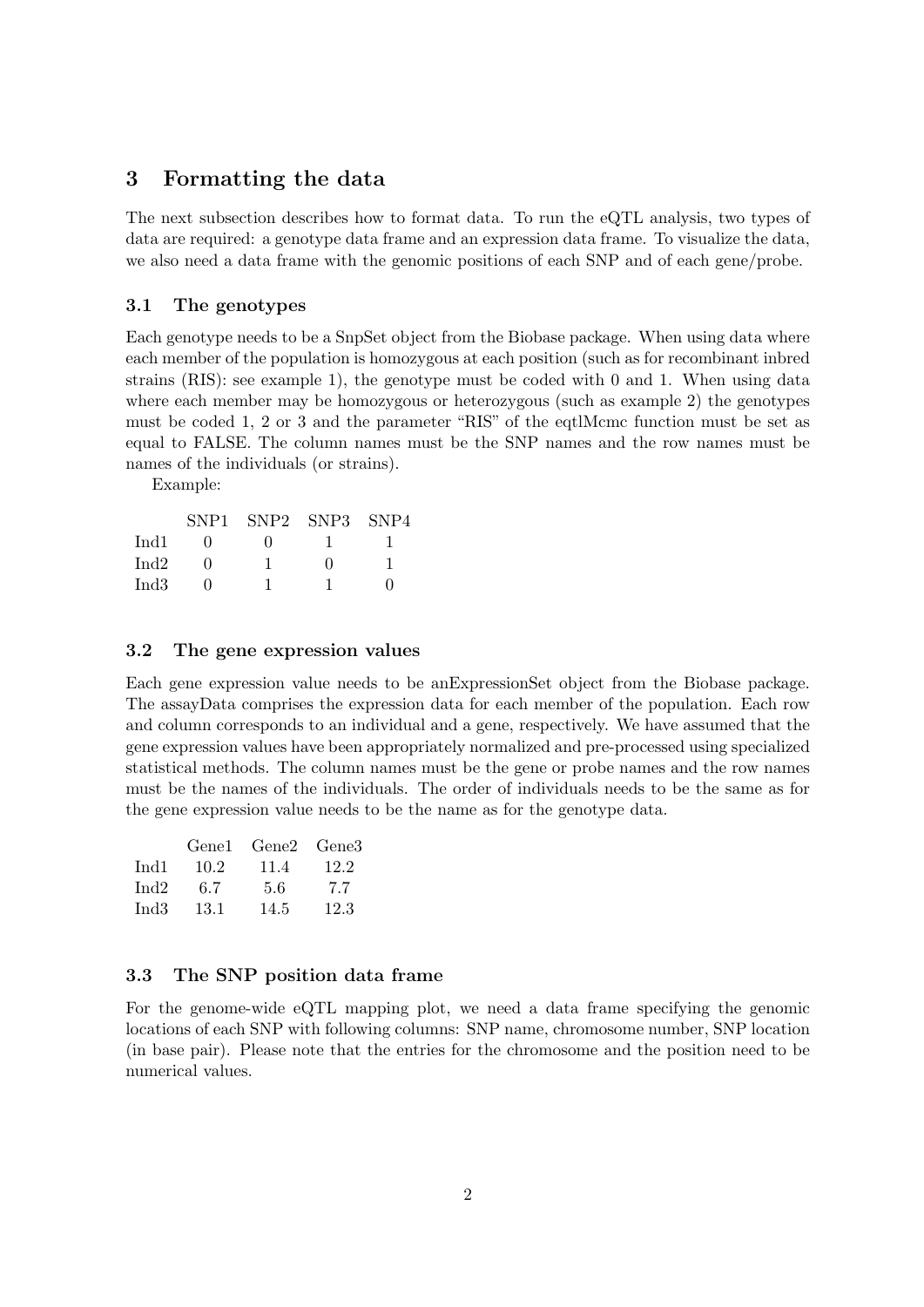## 3 Formatting the data

The next subsection describes how to format data. To run the eQTL analysis, two types of data are required: a genotype data frame and an expression data frame. To visualize the data, we also need a data frame with the genomic positions of each SNP and of each gene/probe.

### 3.1 The genotypes

Each genotype needs to be a SnpSet object from the Biobase package. When using data where each member of the population is homozygous at each position (such as for recombinant inbred strains (RIS): see example 1), the genotype must be coded with 0 and 1. When using data where each member may be homozygous or heterozygous (such as example 2) the genotypes must be coded 1, 2 or 3 and the parameter "RIS" of the eqtlMcmc function must be set as equal to FALSE. The column names must be the SNP names and the row names must be names of the individuals (or strains).

Example:

| | SNP1 | SNP2 | SNP3 | SNP4 |
|---|---|---|---|---|
| Ind1 | 0 | 0 | 1 | 1 |
| Ind2 | 0 | 1 | 0 | 1 |
| Ind3 | 0 | 1 | 1 | 0 |

### 3.2 The gene expression values

Each gene expression value needs to be anExpressionSet object from the Biobase package. The assayData comprises the expression data for each member of the population. Each row and column corresponds to an individual and a gene, respectively. We have assumed that the gene expression values have been appropriately normalized and pre-processed using specialized statistical methods. The column names must be the gene or probe names and the row names must be the names of the individuals. The order of individuals needs to be the same as for the gene expression value needs to be the name as for the genotype data.

| | Gene1 | Gene2 | Gene3 |
|---|---|---|---|
| Ind1 | 10.2 | 11.4 | 12.2 |
| Ind2 | 6.7 | 5.6 | 7.7 |
| Ind3 | 13.1 | 14.5 | 12.3 |

### 3.3 The SNP position data frame

For the genome-wide eQTL mapping plot, we need a data frame specifying the genomic locations of each SNP with following columns: SNP name, chromosome number, SNP location (in base pair). Please note that the entries for the chromosome and the position need to be numerical values.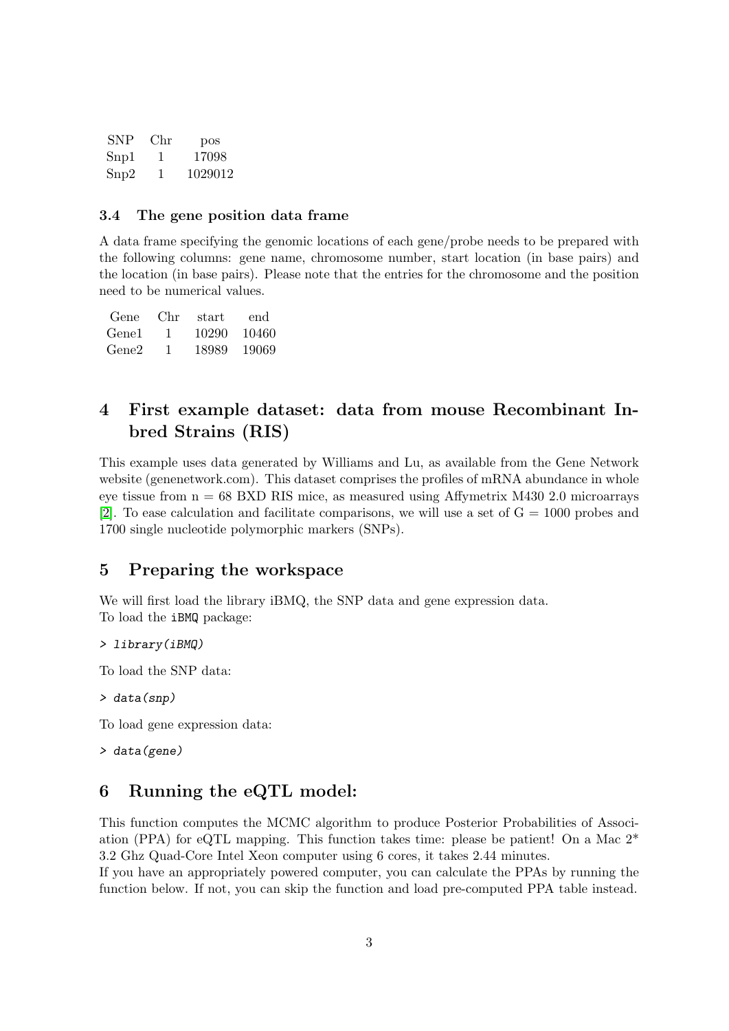| SNP | Chr | pos |
|---|---|---|
| Snp1 | 1 | 17098 |
| Snp2 | 1 | 1029012 |

### 3.4 The gene position data frame

A data frame specifying the genomic locations of each gene/probe needs to be prepared with the following columns: gene name, chromosome number, start location (in base pairs) and the location (in base pairs). Please note that the entries for the chromosome and the position need to be numerical values.

| Gene | Chr | start | end |
|---|---|---|---|
| Gene1 | 1 | 10290 | 10460 |
| Gene2 | 1 | 18989 | 19069 |

## 4 First example dataset: data from mouse Recombinant Inbred Strains (RIS)

This example uses data generated by Williams and Lu, as available from the Gene Network website (genenetwork.com). This dataset comprises the profiles of mRNA abundance in whole eye tissue from n = 68 BXD RIS mice, as measured using Affymetrix M430 2.0 microarrays [2]. To ease calculation and facilitate comparisons, we will use a set of G = 1000 probes and 1700 single nucleotide polymorphic markers (SNPs).

## 5 Preparing the workspace

We will first load the library iBMQ, the SNP data and gene expression data.
To load the `iBMQ` package:

```
> library(iBMQ)
```

To load the SNP data:

```
> data(snp)
```

To load gene expression data:

```
> data(gene)
```

## 6 Running the eQTL model:

This function computes the MCMC algorithm to produce Posterior Probabilities of Association (PPA) for eQTL mapping. This function takes time: please be patient! On a Mac 2* 3.2 Ghz Quad-Core Intel Xeon computer using 6 cores, it takes 2.44 minutes.
If you have an appropriately powered computer, you can calculate the PPAs by running the function below. If not, you can skip the function and load pre-computed PPA table instead.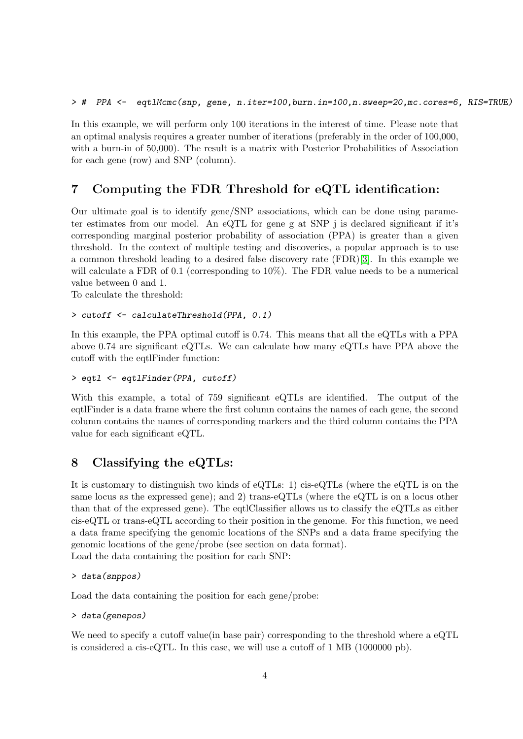```
> #  PPA <-  eqtlMcmc(snp, gene, n.iter=100,burn.in=100,n.sweep=20,mc.cores=6, RIS=TRUE)
```

In this example, we will perform only 100 iterations in the interest of time. Please note that an optimal analysis requires a greater number of iterations (preferably in the order of 100,000, with a burn-in of 50,000). The result is a matrix with Posterior Probabilities of Association for each gene (row) and SNP (column).

## 7 Computing the FDR Threshold for eQTL identification:

Our ultimate goal is to identify gene/SNP associations, which can be done using parameter estimates from our model. An eQTL for gene g at SNP j is declared significant if it's corresponding marginal posterior probability of association (PPA) is greater than a given threshold. In the context of multiple testing and discoveries, a popular approach is to use a common threshold leading to a desired false discovery rate (FDR)[3]. In this example we will calculate a FDR of 0.1 (corresponding to 10%). The FDR value needs to be a numerical value between 0 and 1.
To calculate the threshold:

```
> cutoff <- calculateThreshold(PPA, 0.1)
```

In this example, the PPA optimal cutoff is 0.74. This means that all the eQTLs with a PPA above 0.74 are significant eQTLs. We can calculate how many eQTLs have PPA above the cutoff with the eqtlFinder function:

```
> eqtl <- eqtlFinder(PPA, cutoff)
```

With this example, a total of 759 significant eQTLs are identified. The output of the eqtlFinder is a data frame where the first column contains the names of each gene, the second column contains the names of corresponding markers and the third column contains the PPA value for each significant eQTL.

## 8 Classifying the eQTLs:

It is customary to distinguish two kinds of eQTLs: 1) cis-eQTLs (where the eQTL is on the same locus as the expressed gene); and 2) trans-eQTLs (where the eQTL is on a locus other than that of the expressed gene). The eqtlClassifier allows us to classify the eQTLs as either cis-eQTL or trans-eQTL according to their position in the genome. For this function, we need a data frame specifying the genomic locations of the SNPs and a data frame specifying the genomic locations of the gene/probe (see section on data format).
Load the data containing the position for each SNP:

```
> data(snppos)
```

Load the data containing the position for each gene/probe:

```
> data(genepos)
```

We need to specify a cutoff value(in base pair) corresponding to the threshold where a eQTL is considered a cis-eQTL. In this case, we will use a cutoff of 1 MB (1000000 pb).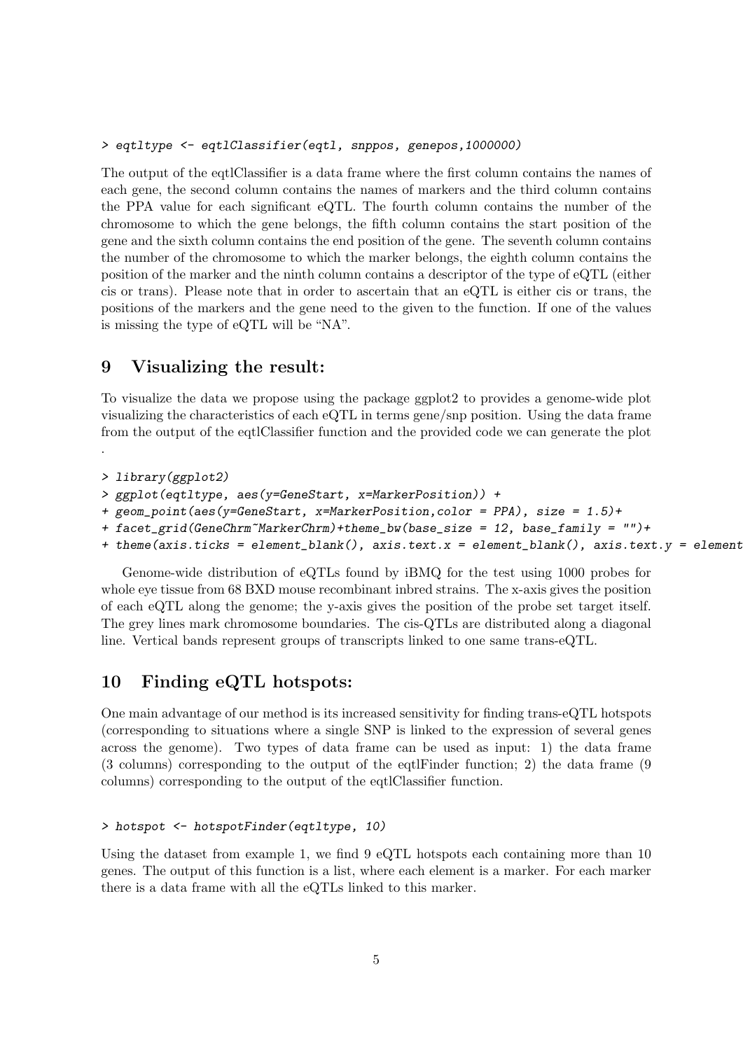```
> eqtltype <- eqtlClassifier(eqtl, snppos, genepos,1000000)
```

The output of the eqtlClassifier is a data frame where the first column contains the names of each gene, the second column contains the names of markers and the third column contains the PPA value for each significant eQTL. The fourth column contains the number of the chromosome to which the gene belongs, the fifth column contains the start position of the gene and the sixth column contains the end position of the gene. The seventh column contains the number of the chromosome to which the marker belongs, the eighth column contains the position of the marker and the ninth column contains a descriptor of the type of eQTL (either cis or trans). Please note that in order to ascertain that an eQTL is either cis or trans, the positions of the markers and the gene need to the given to the function. If one of the values is missing the type of eQTL will be "NA".

## 9 Visualizing the result:

To visualize the data we propose using the package ggplot2 to provides a genome-wide plot visualizing the characteristics of each eQTL in terms gene/snp position. Using the data frame from the output of the eqtlClassifier function and the provided code we can generate the plot .

```
> library(ggplot2)
> ggplot(eqtltype, aes(y=GeneStart, x=MarkerPosition)) +
+ geom_point(aes(y=GeneStart, x=MarkerPosition,color = PPA), size = 1.5)+
+ facet_grid(GeneChrm~MarkerChrm)+theme_bw(base_size = 12, base_family = "")+
+ theme(axis.ticks = element_blank(), axis.text.x = element_blank(), axis.text.y = element
```

Genome-wide distribution of eQTLs found by iBMQ for the test using 1000 probes for whole eye tissue from 68 BXD mouse recombinant inbred strains. The x-axis gives the position of each eQTL along the genome; the y-axis gives the position of the probe set target itself. The grey lines mark chromosome boundaries. The cis-QTLs are distributed along a diagonal line. Vertical bands represent groups of transcripts linked to one same trans-eQTL.

## 10 Finding eQTL hotspots:

One main advantage of our method is its increased sensitivity for finding trans-eQTL hotspots (corresponding to situations where a single SNP is linked to the expression of several genes across the genome). Two types of data frame can be used as input: 1) the data frame (3 columns) corresponding to the output of the eqtlFinder function; 2) the data frame (9 columns) corresponding to the output of the eqtlClassifier function.

```
> hotspot <- hotspotFinder(eqtltype, 10)
```

Using the dataset from example 1, we find 9 eQTL hotspots each containing more than 10 genes. The output of this function is a list, where each element is a marker. For each marker there is a data frame with all the eQTLs linked to this marker.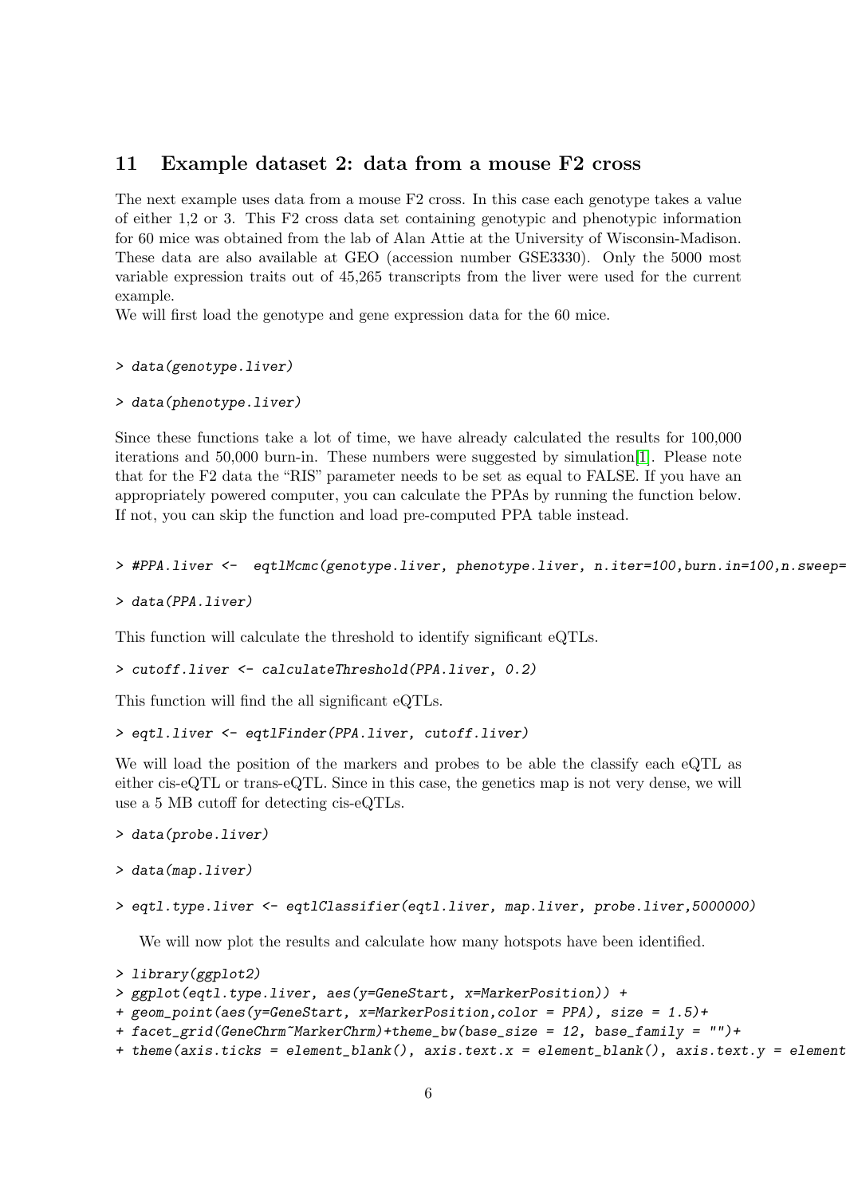## 11 Example dataset 2: data from a mouse F2 cross

The next example uses data from a mouse F2 cross. In this case each genotype takes a value of either 1,2 or 3. This F2 cross data set containing genotypic and phenotypic information for 60 mice was obtained from the lab of Alan Attie at the University of Wisconsin-Madison. These data are also available at GEO (accession number GSE3330). Only the 5000 most variable expression traits out of 45,265 transcripts from the liver were used for the current example.

We will first load the genotype and gene expression data for the 60 mice.

```
> data(genotype.liver)
```

```
> data(phenotype.liver)
```

Since these functions take a lot of time, we have already calculated the results for 100,000 iterations and 50,000 burn-in. These numbers were suggested by simulation[1]. Please note that for the F2 data the "RIS" parameter needs to be set as equal to FALSE. If you have an appropriately powered computer, you can calculate the PPAs by running the function below. If not, you can skip the function and load pre-computed PPA table instead.

```
> #PPA.liver <-  eqtlMcmc(genotype.liver, phenotype.liver, n.iter=100,burn.in=100,n.sweep=
```

```
> data(PPA.liver)
```

This function will calculate the threshold to identify significant eQTLs.

```
> cutoff.liver <- calculateThreshold(PPA.liver, 0.2)
```

This function will find the all significant eQTLs.

```
> eqtl.liver <- eqtlFinder(PPA.liver, cutoff.liver)
```

We will load the position of the markers and probes to be able the classify each eQTL as either cis-eQTL or trans-eQTL. Since in this case, the genetics map is not very dense, we will use a 5 MB cutoff for detecting cis-eQTLs.

```
> data(probe.liver)
```

```
> data(map.liver)
```

```
> eqtl.type.liver <- eqtlClassifier(eqtl.liver, map.liver, probe.liver,5000000)
```

We will now plot the results and calculate how many hotspots have been identified.

```
> library(ggplot2)
> ggplot(eqtl.type.liver, aes(y=GeneStart, x=MarkerPosition)) +
+ geom_point(aes(y=GeneStart, x=MarkerPosition,color = PPA), size = 1.5)+
+ facet_grid(GeneChrm~MarkerChrm)+theme_bw(base_size = 12, base_family = "")+
+ theme(axis.ticks = element_blank(), axis.text.x = element_blank(), axis.text.y = element
```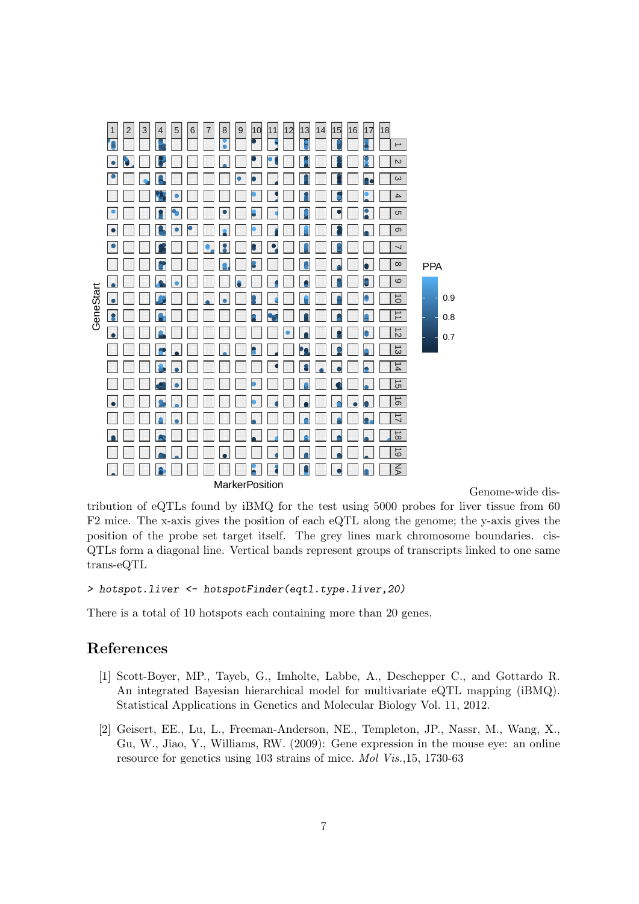Genome-wide distribution of eQTLs found by iBMQ for the test using 5000 probes for liver tissue from 60 F2 mice. The x-axis gives the position of each eQTL along the genome; the y-axis gives the position of the probe set target itself. The grey lines mark chromosome boundaries. cis-QTLs form a diagonal line. Vertical bands represent groups of transcripts linked to one same trans-eQTL

```
> hotspot.liver <- hotspotFinder(eqtl.type.liver,20)
```

There is a total of 10 hotspots each containing more than 20 genes.

## References

[1] Scott-Boyer, MP., Tayeb, G., Imholte, Labbe, A., Deschepper C., and Gottardo R. An integrated Bayesian hierarchical model for multivariate eQTL mapping (iBMQ). Statistical Applications in Genetics and Molecular Biology Vol. 11, 2012.

[2] Geisert, EE., Lu, L., Freeman-Anderson, NE., Templeton, JP., Nassr, M., Wang, X., Gu, W., Jiao, Y., Williams, RW. (2009): Gene expression in the mouse eye: an online resource for genetics using 103 strains of mice. *Mol Vis.*,15, 1730-63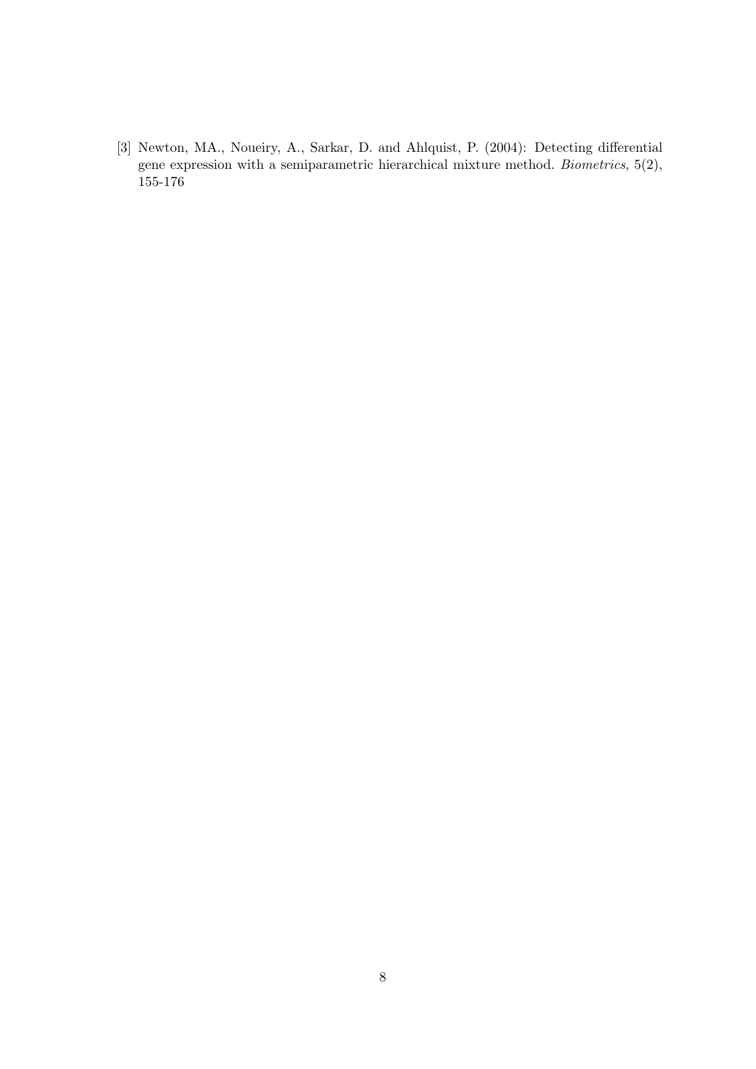[3] Newton, MA., Noueiry, A., Sarkar, D. and Ahlquist, P. (2004): Detecting differential gene expression with a semiparametric hierarchical mixture method. *Biometrics*, 5(2), 155-176